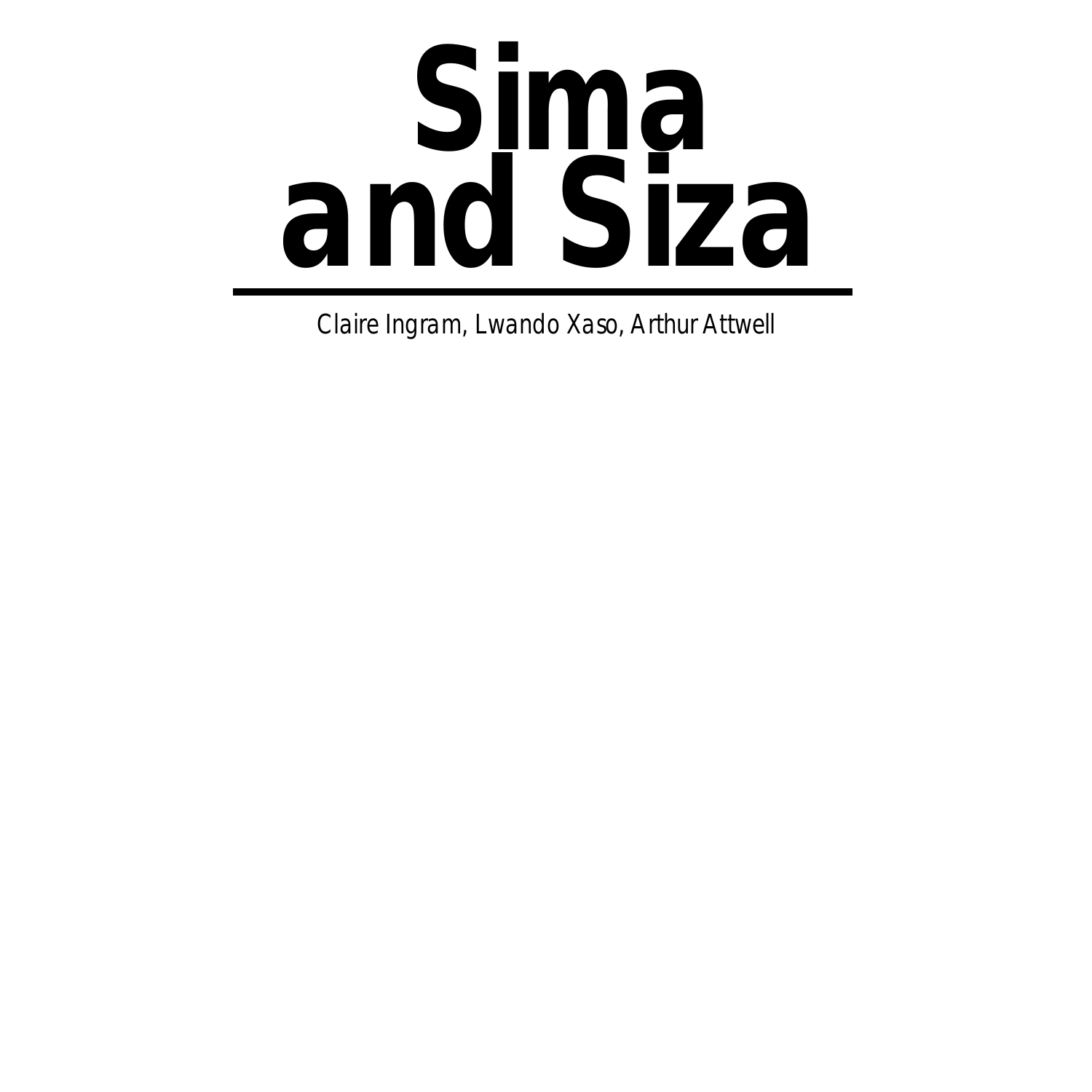# Sima and Siza

---

Claire Ingram, Lwando Xaso, Arthur Attwell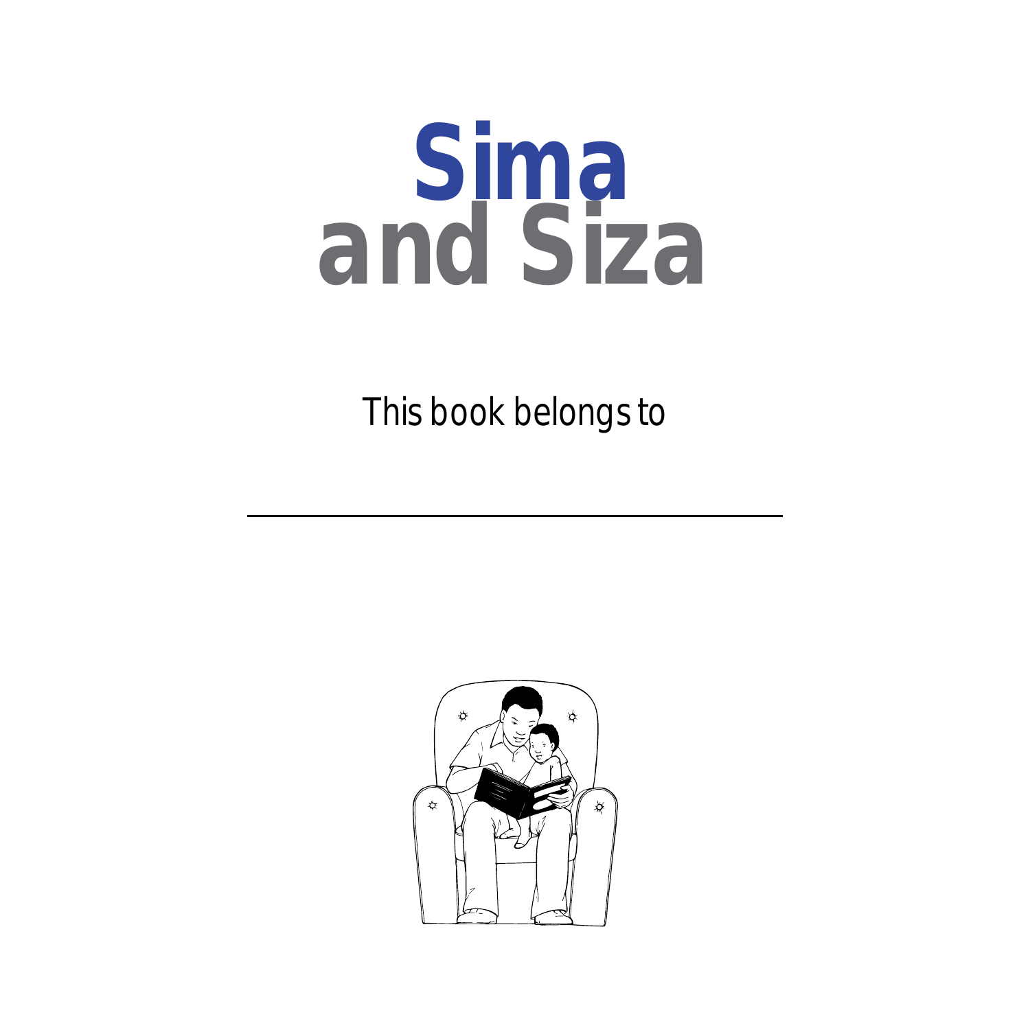# Sima and Siza

This book belongs to

______________________________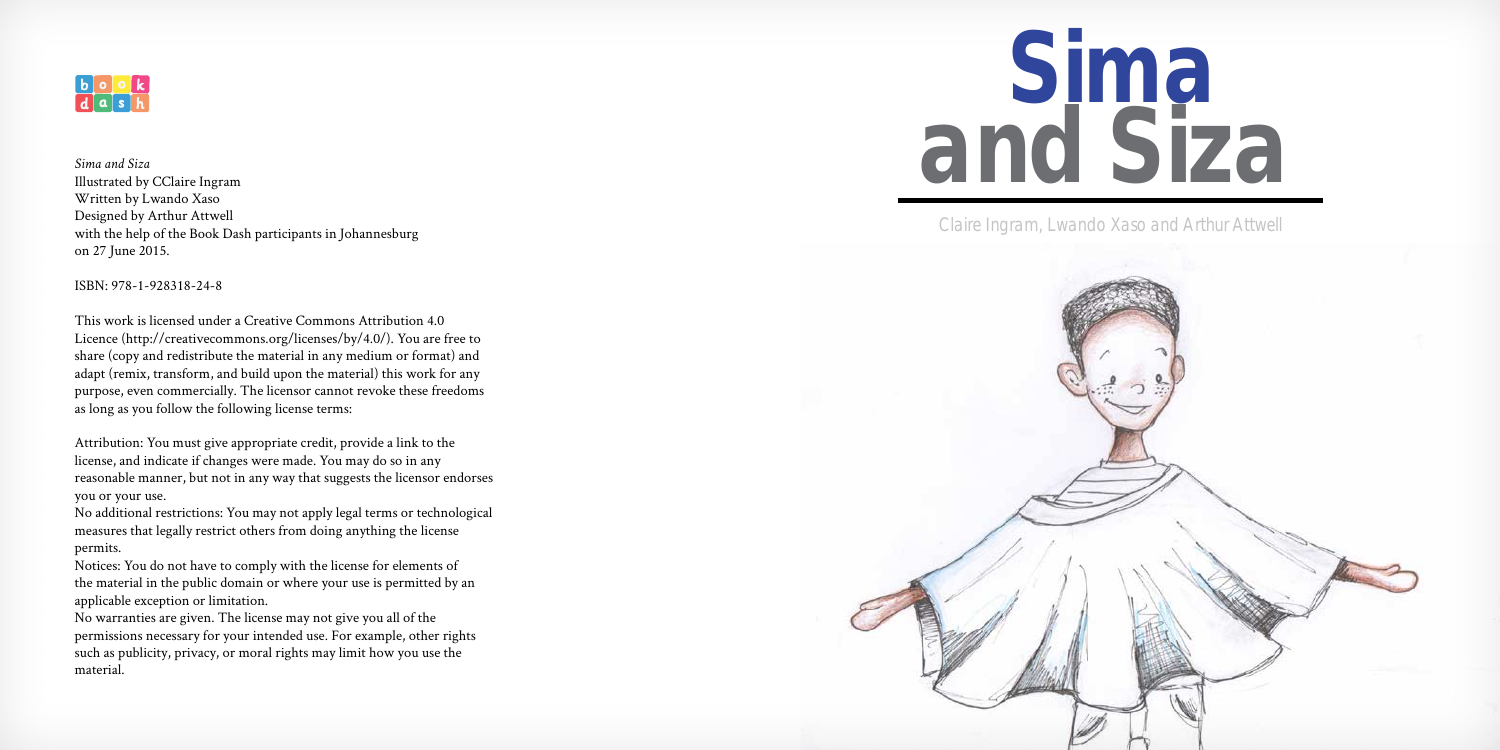book dash

*Sima and Siza*
Illustrated by CClaire Ingram
Written by Lwando Xaso
Designed by Arthur Attwell
with the help of the Book Dash participants in Johannesburg
on 27 June 2015.

ISBN: 978-1-928318-24-8

This work is licensed under a Creative Commons Attribution 4.0 Licence (http://creativecommons.org/licenses/by/4.0/). You are free to share (copy and redistribute the material in any medium or format) and adapt (remix, transform, and build upon the material) this work for any purpose, even commercially. The licensor cannot revoke these freedoms as long as you follow the following license terms:

Attribution: You must give appropriate credit, provide a link to the license, and indicate if changes were made. You may do so in any reasonable manner, but not in any way that suggests the licensor endorses you or your use.
No additional restrictions: You may not apply legal terms or technological measures that legally restrict others from doing anything the license permits.
Notices: You do not have to comply with the license for elements of the material in the public domain or where your use is permitted by an applicable exception or limitation.
No warranties are given. The license may not give you all of the permissions necessary for your intended use. For example, other rights such as publicity, privacy, or moral rights may limit how you use the material.

# Sima and Siza

Claire Ingram, Lwando Xaso and Arthur Attwell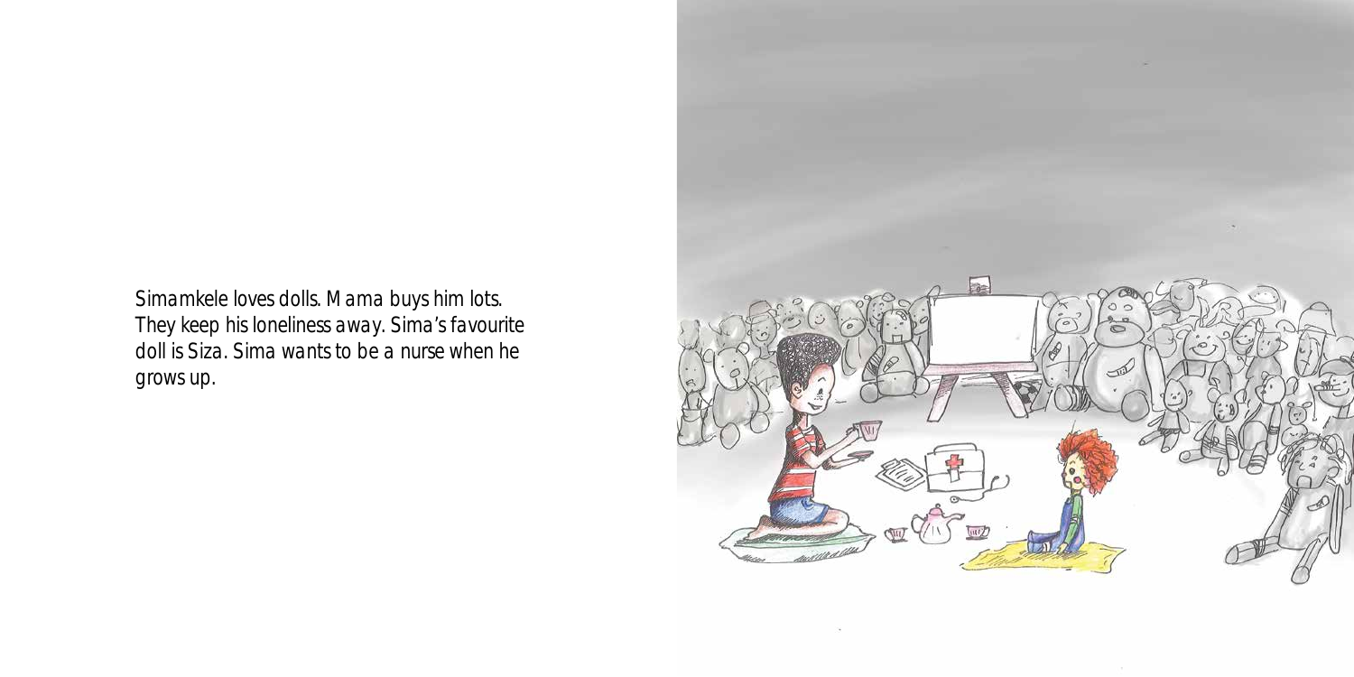Simamkele loves dolls. Mama buys him lots. They keep his loneliness away. Sima's favourite doll is Siza. Sima wants to be a nurse when he grows up.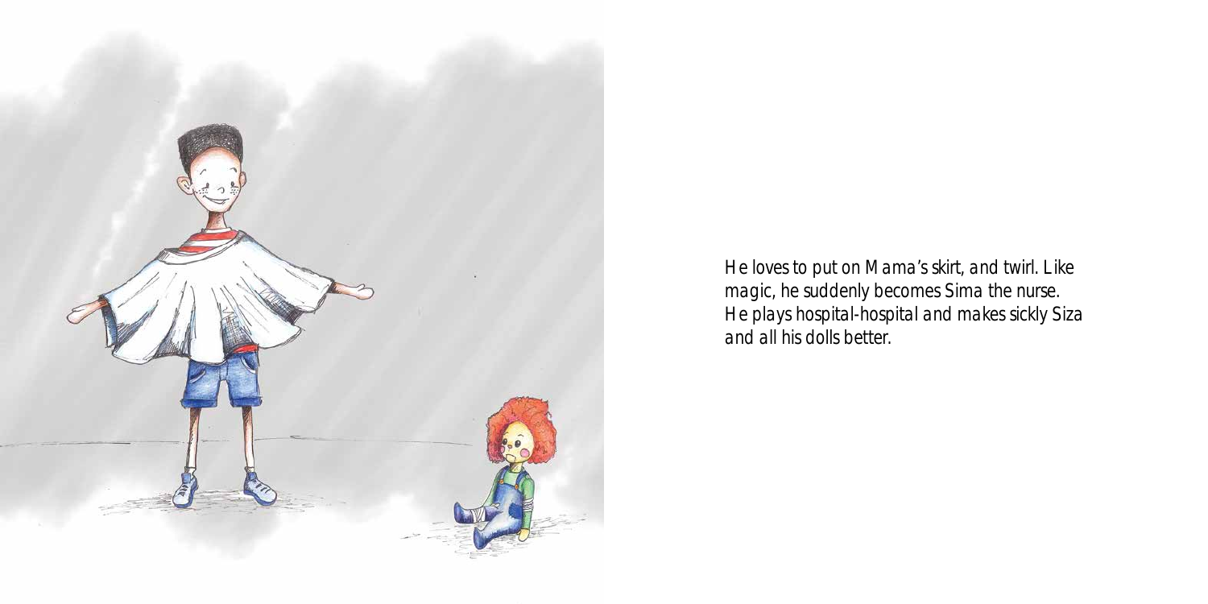He loves to put on Mama's skirt, and twirl. Like magic, he suddenly becomes Sima the nurse. He plays hospital-hospital and makes sickly Siza and all his dolls better.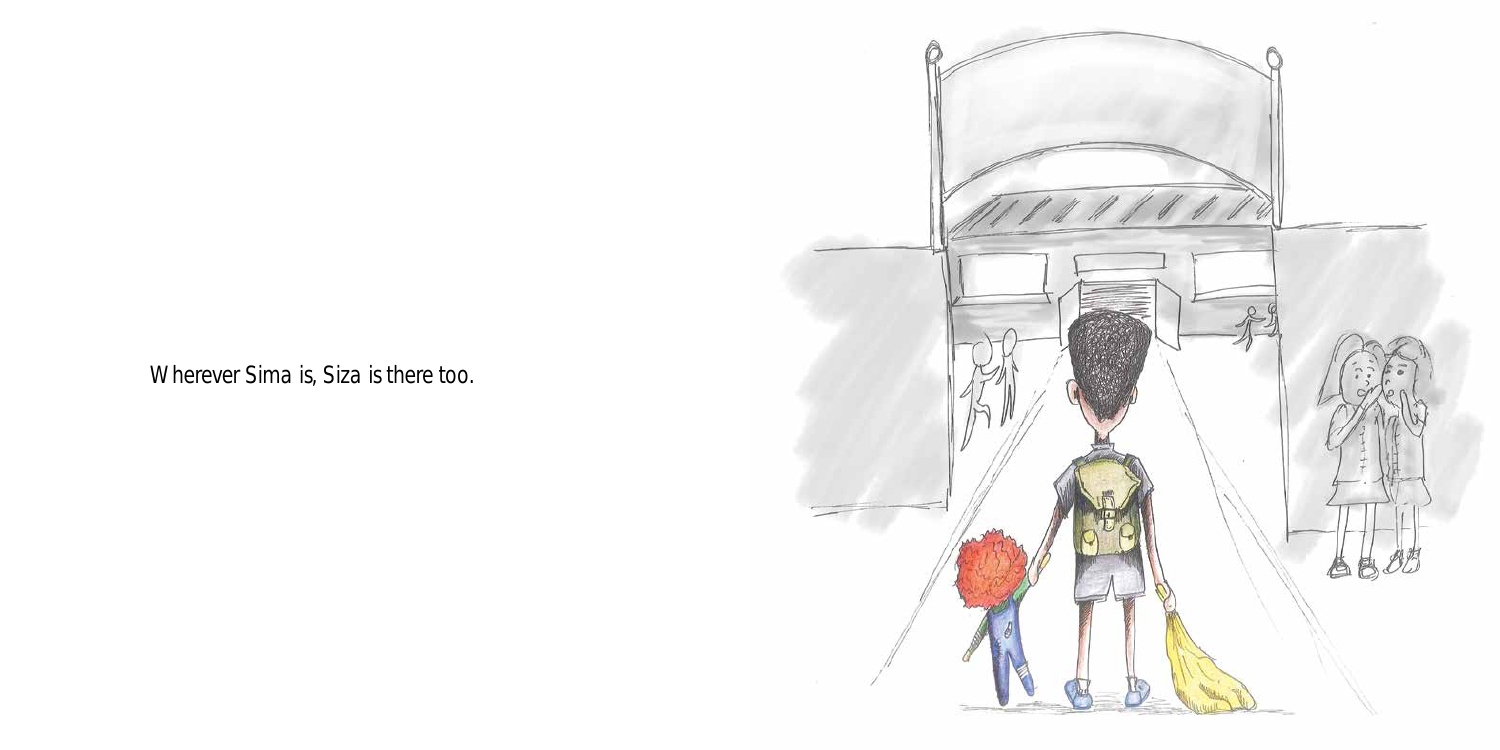Wherever Sima is, Siza is there too.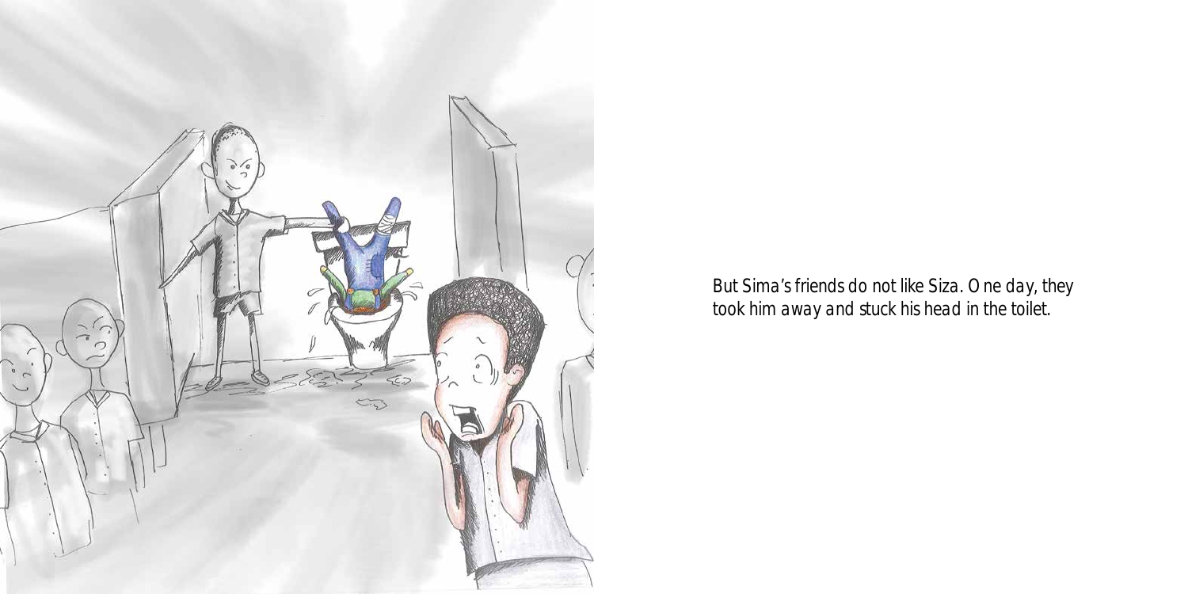But Sima's friends do not like Siza. One day, they took him away and stuck his head in the toilet.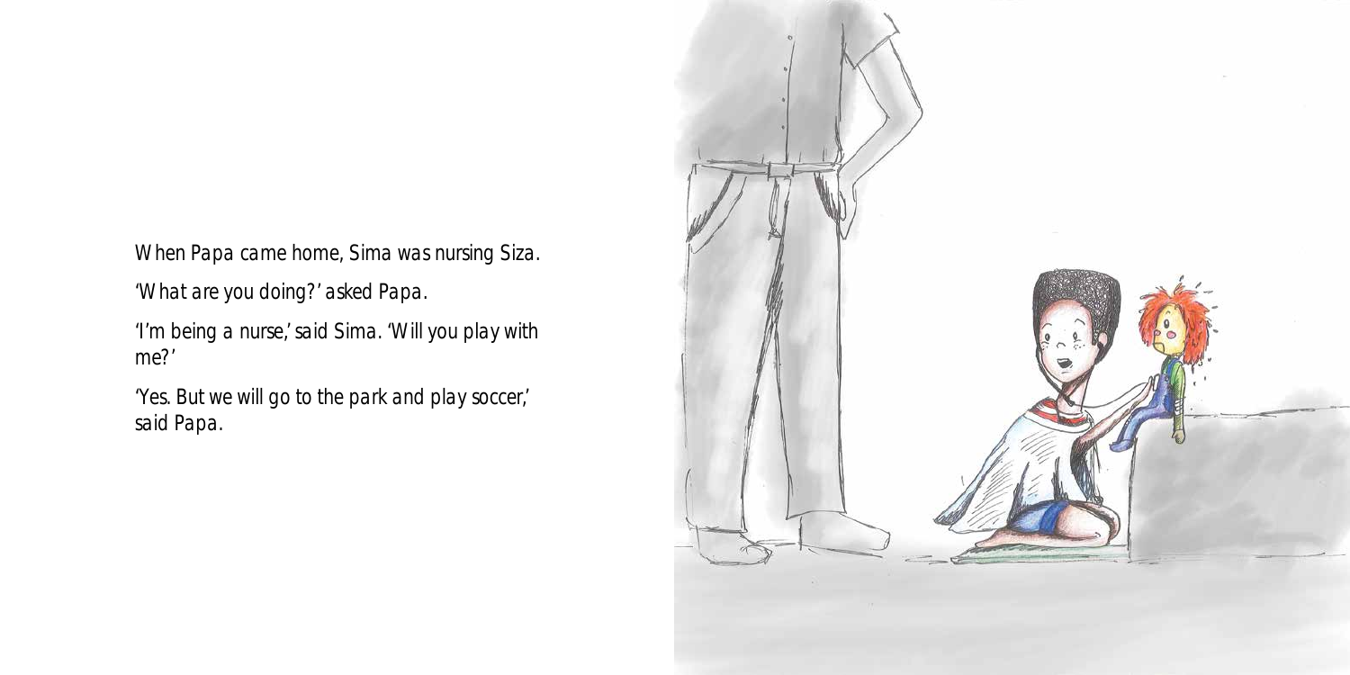When Papa came home, Sima was nursing Siza.

'What are you doing?' asked Papa.

'I'm being a nurse,' said Sima. 'Will you play with me?'

'Yes. But we will go to the park and play soccer,' said Papa.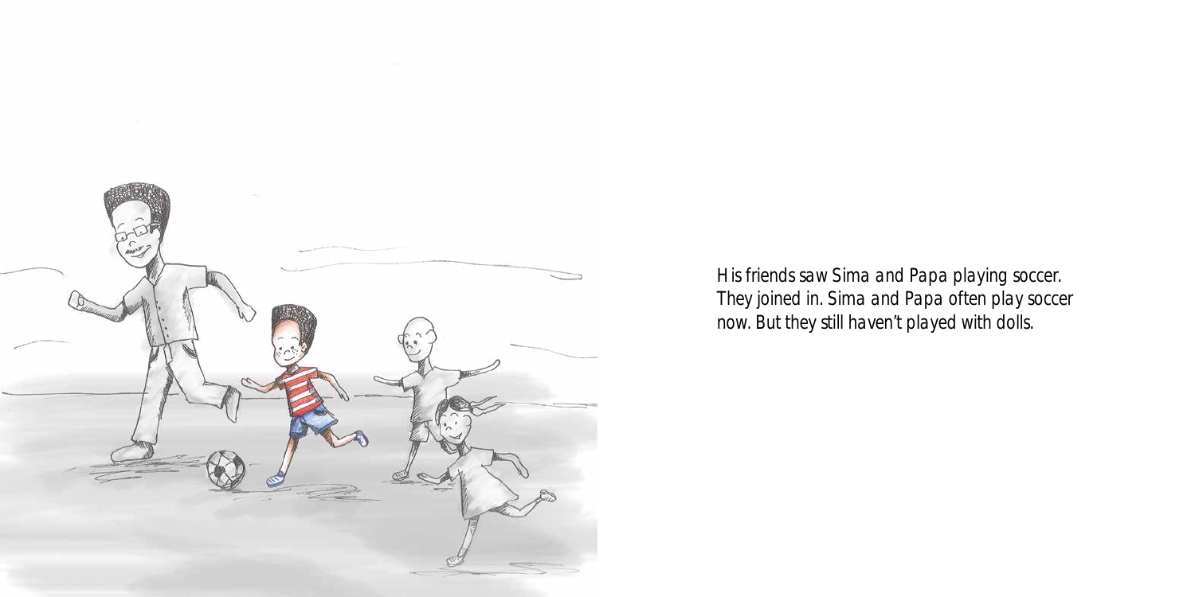His friends saw Sima and Papa playing soccer. They joined in. Sima and Papa often play soccer now. But they still haven't played with dolls.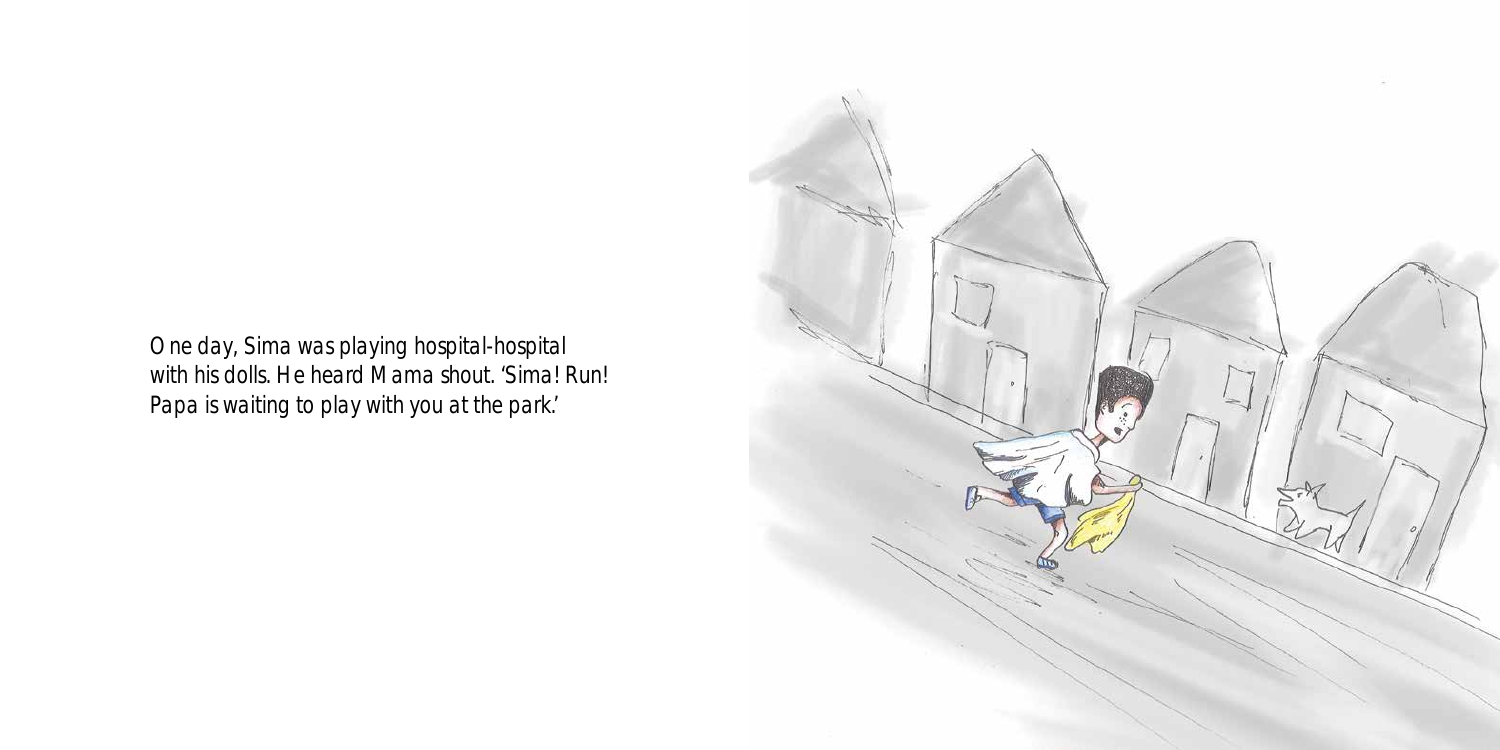One day, Sima was playing hospital-hospital with his dolls. He heard Mama shout. 'Sima! Run! Papa is waiting to play with you at the park.'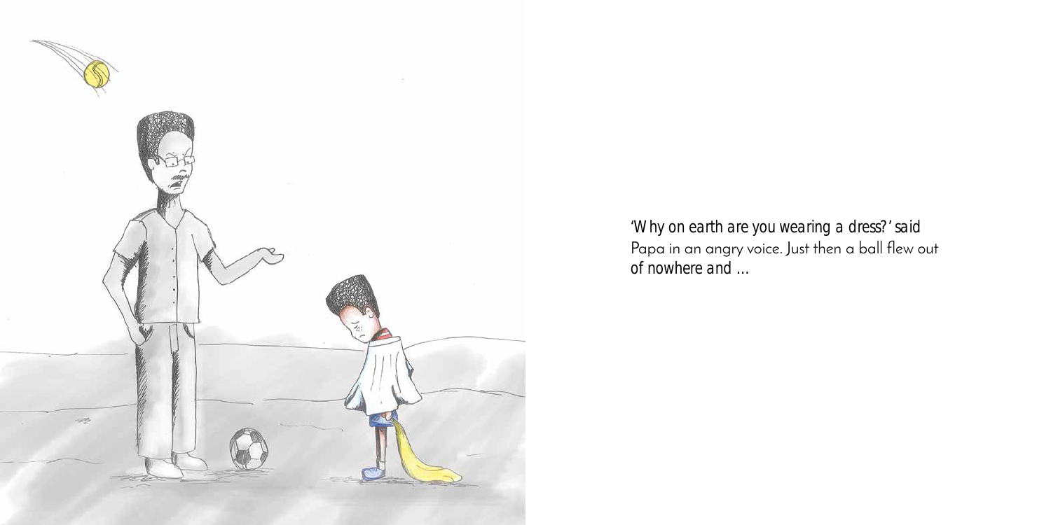'Why on earth are you wearing a dress?' said Papa in an angry voice. Just then a ball flew out of nowhere and ...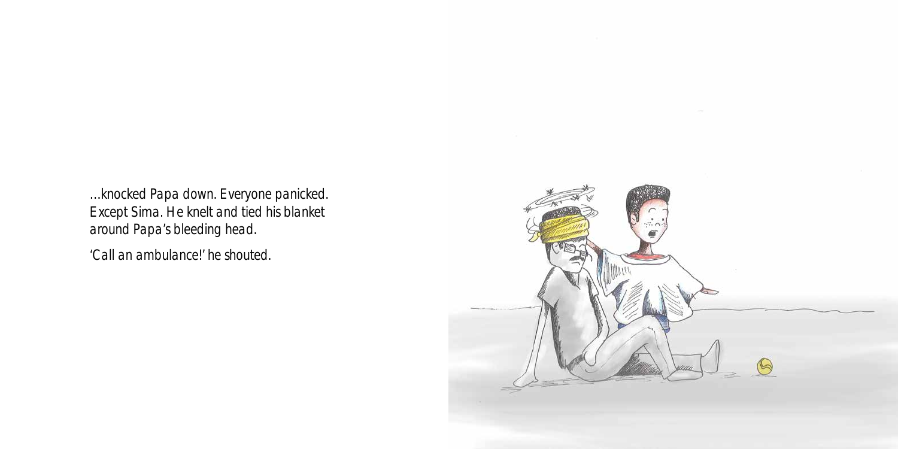...knocked Papa down. Everyone panicked. Except Sima. He knelt and tied his blanket around Papa's bleeding head.

'Call an ambulance!' he shouted.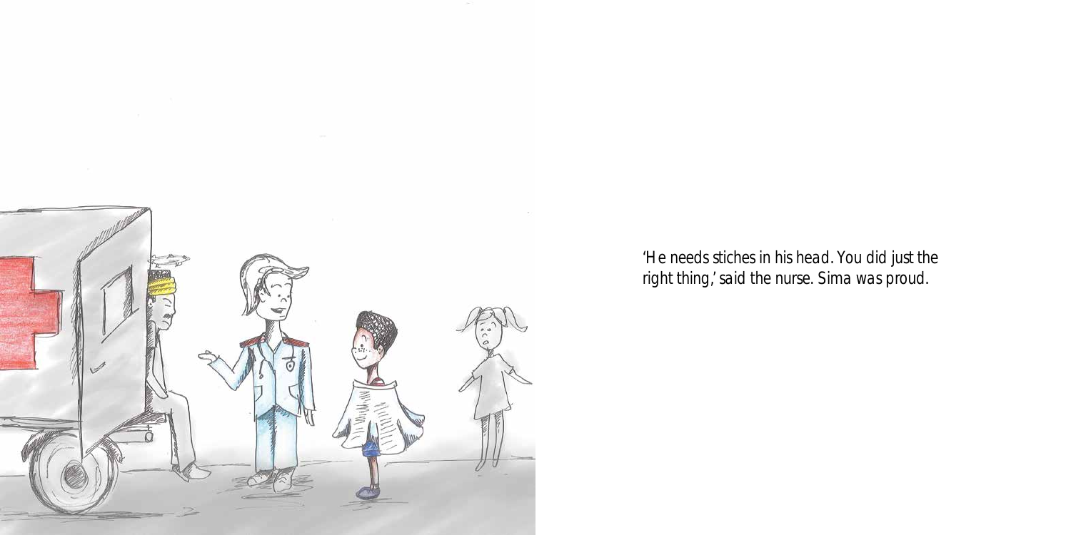'He needs stiches in his head. You did just the right thing,' said the nurse. Sima was proud.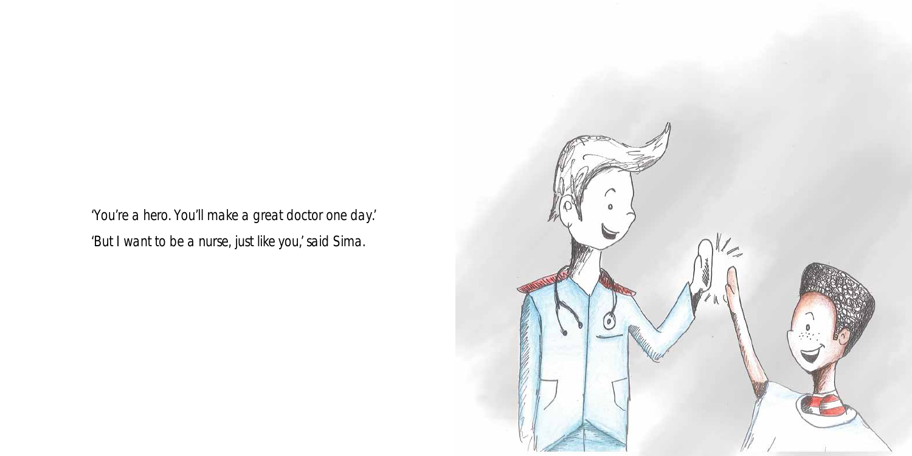'You're a hero. You'll make a great doctor one day.'

'But I want to be a nurse, just like you,' said Sima.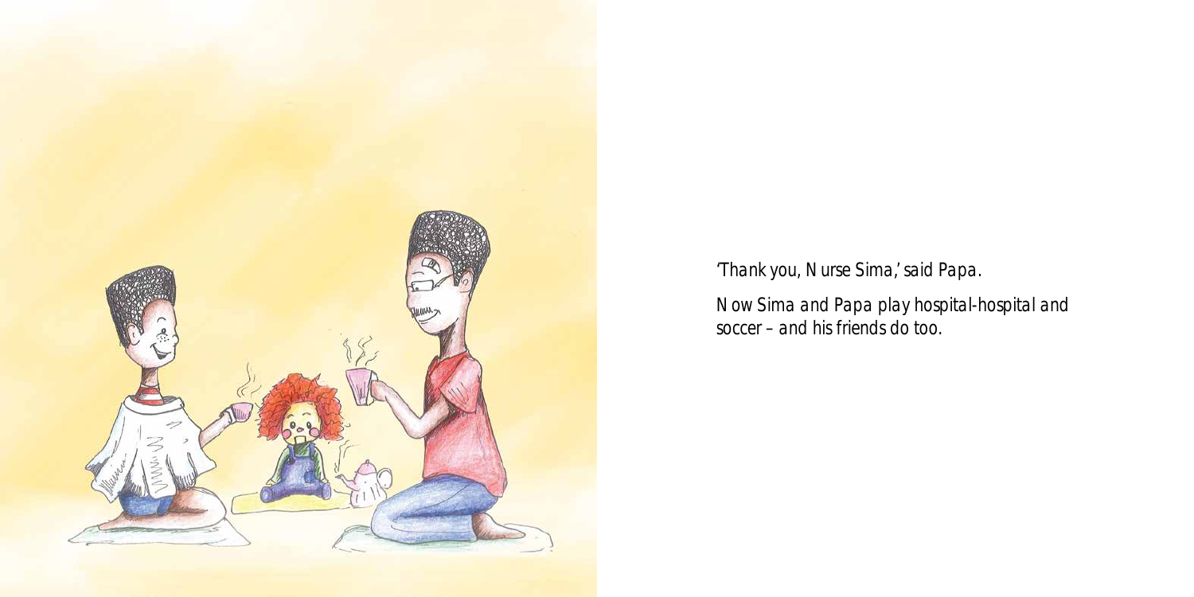'Thank you, Nurse Sima,' said Papa.

Now Sima and Papa play hospital-hospital and soccer – and his friends do too.